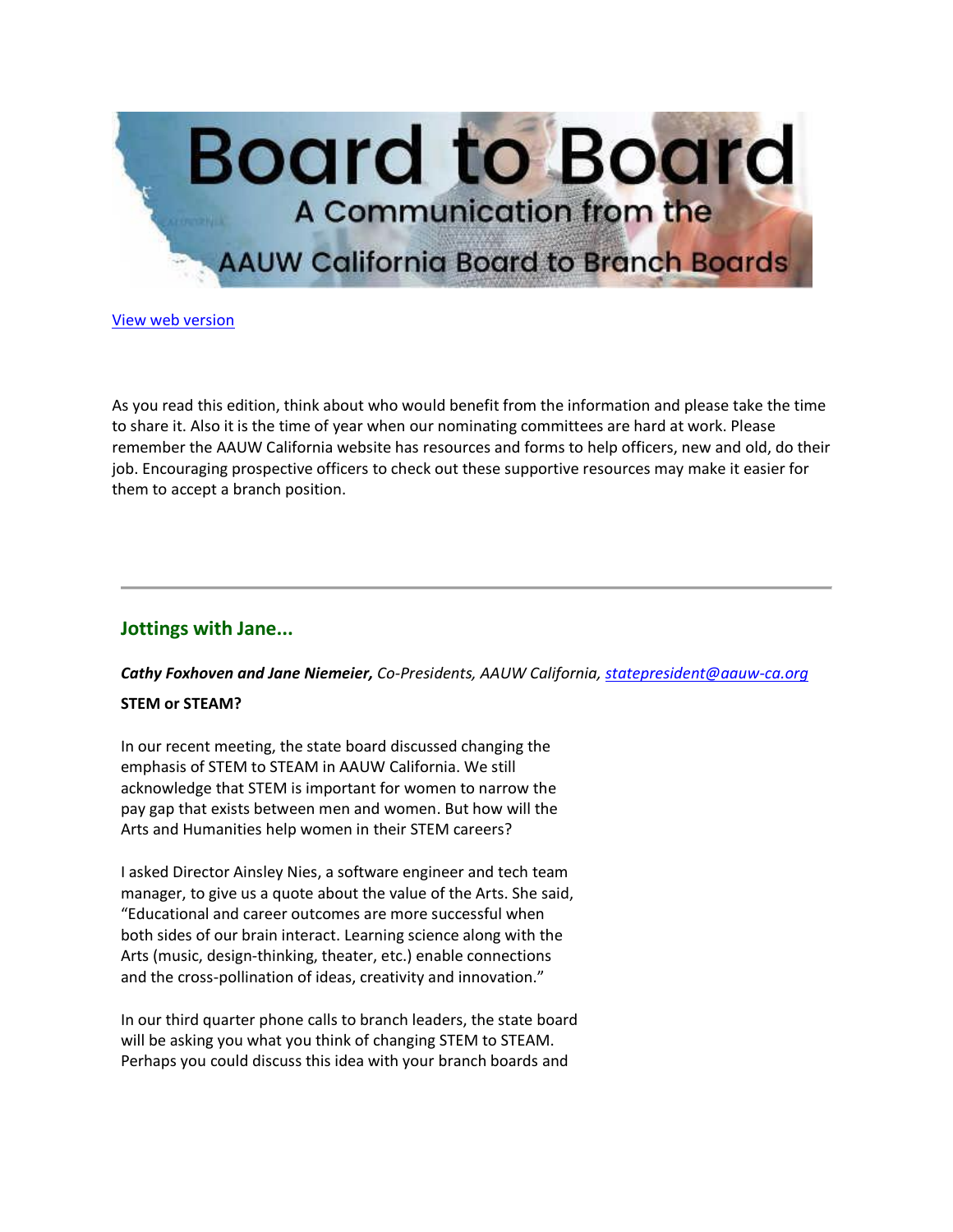# Board to Board

## A Communication from the AAUW California Board to Branch Boards

[View web version]

As you read this edition, think about who would benefit from the information and please take the time to share it. Also it is the time of year when our nominating committees are hard at work. Please remember the AAUW California website has resources and forms to help officers, new and old, do their job. Encouraging prospective officers to check out these supportive resources may make it easier for them to accept a branch position.

---

## Jottings with Jane...

***Cathy Foxhoven and Jane Niemeier,*** *Co-Presidents, AAUW California, statepresident@aauw-ca.org*

**STEM or STEAM?**

In our recent meeting, the state board discussed changing the emphasis of STEM to STEAM in AAUW California. We still acknowledge that STEM is important for women to narrow the pay gap that exists between men and women. But how will the Arts and Humanities help women in their STEM careers?

I asked Director Ainsley Nies, a software engineer and tech team manager, to give us a quote about the value of the Arts. She said, "Educational and career outcomes are more successful when both sides of our brain interact. Learning science along with the Arts (music, design-thinking, theater, etc.) enable connections and the cross-pollination of ideas, creativity and innovation."

In our third quarter phone calls to branch leaders, the state board will be asking you what you think of changing STEM to STEAM. Perhaps you could discuss this idea with your branch boards and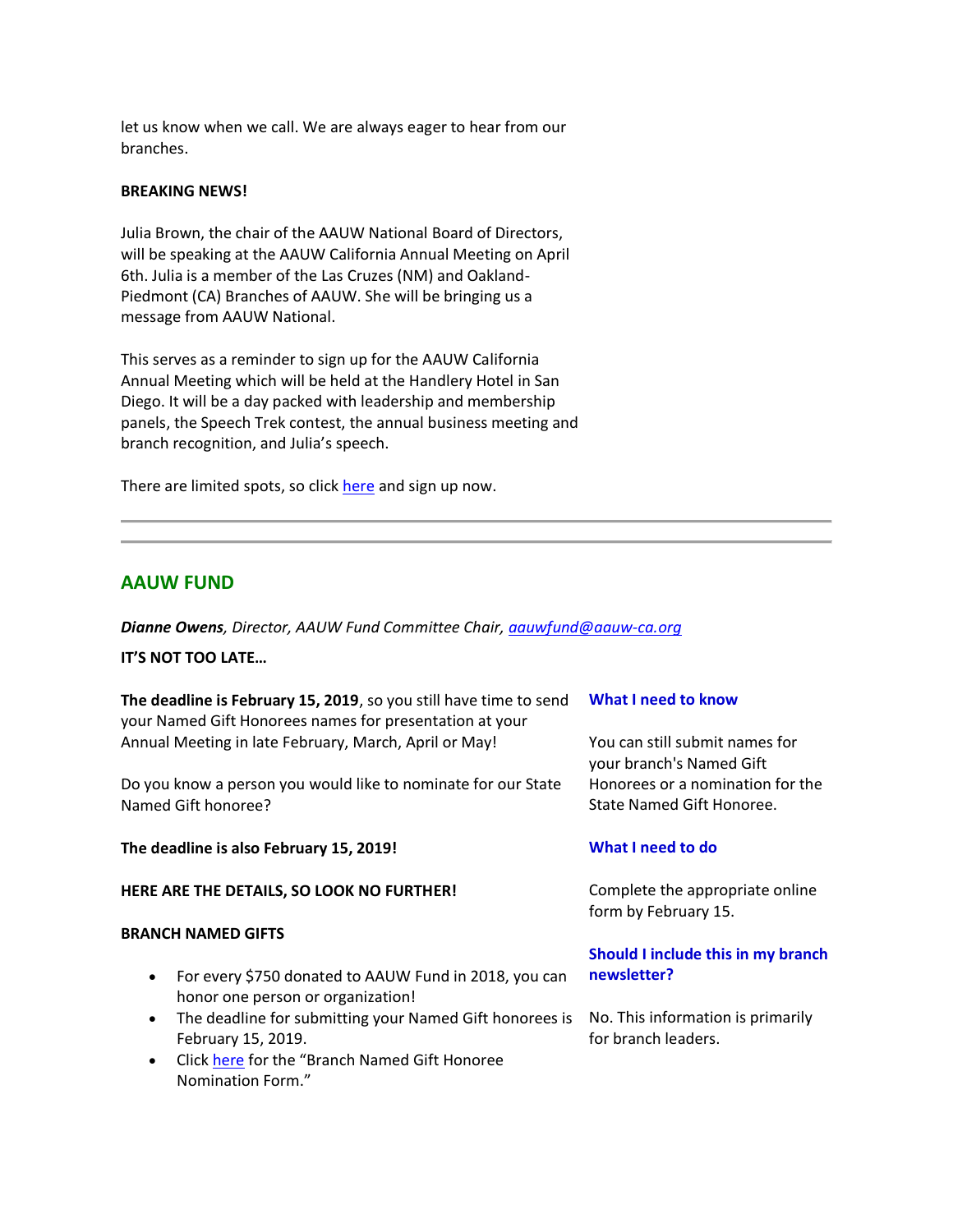let us know when we call. We are always eager to hear from our branches.

**BREAKING NEWS!**

Julia Brown, the chair of the AAUW National Board of Directors, will be speaking at the AAUW California Annual Meeting on April 6th. Julia is a member of the Las Cruzes (NM) and Oakland-Piedmont (CA) Branches of AAUW. She will be bringing us a message from AAUW National.

This serves as a reminder to sign up for the AAUW California Annual Meeting which will be held at the Handlery Hotel in San Diego. It will be a day packed with leadership and membership panels, the Speech Trek contest, the annual business meeting and branch recognition, and Julia's speech.

There are limited spots, so click [here](#) and sign up now.

---

---

## AAUW FUND

***Dianne Owens**, Director, AAUW Fund Committee Chair, [aauwfund@aauw-ca.org](mailto:aauwfund@aauw-ca.org)*

**IT'S NOT TOO LATE…**

**The deadline is February 15, 2019**, so you still have time to send your Named Gift Honorees names for presentation at your Annual Meeting in late February, March, April or May!

Do you know a person you would like to nominate for our State Named Gift honoree?

**The deadline is also February 15, 2019!**

**HERE ARE THE DETAILS, SO LOOK NO FURTHER!**

**BRANCH NAMED GIFTS**

- For every $750 donated to AAUW Fund in 2018, you can honor one person or organization!
- The deadline for submitting your Named Gift honorees is February 15, 2019.
- Click [here](#) for the "Branch Named Gift Honoree Nomination Form."

**What I need to know**

You can still submit names for your branch's Named Gift Honorees or a nomination for the State Named Gift Honoree.

**What I need to do**

Complete the appropriate online form by February 15.

**Should I include this in my branch newsletter?**

No. This information is primarily for branch leaders.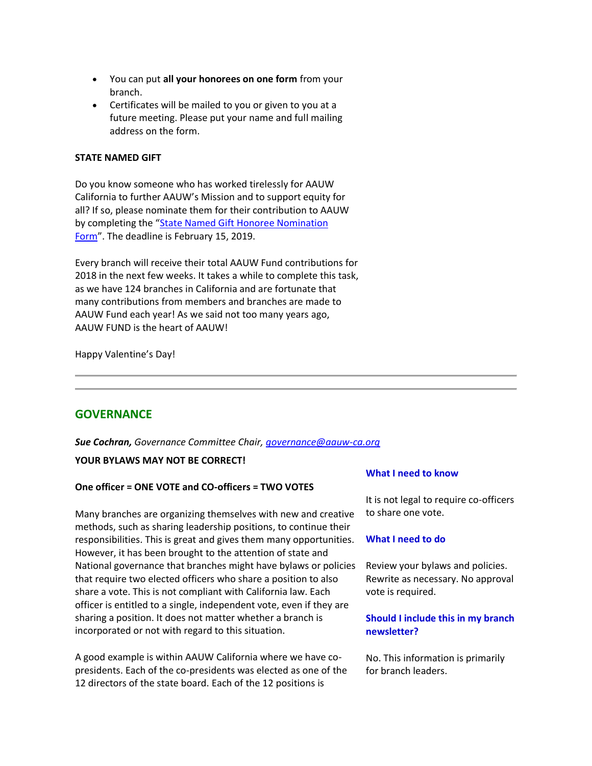- You can put **all your honorees on one form** from your branch.
- Certificates will be mailed to you or given to you at a future meeting. Please put your name and full mailing address on the form.

**STATE NAMED GIFT**

Do you know someone who has worked tirelessly for AAUW California to further AAUW's Mission and to support equity for all? If so, please nominate them for their contribution to AAUW by completing the "State Named Gift Honoree Nomination Form". The deadline is February 15, 2019.

Every branch will receive their total AAUW Fund contributions for 2018 in the next few weeks. It takes a while to complete this task, as we have 124 branches in California and are fortunate that many contributions from members and branches are made to AAUW Fund each year! As we said not too many years ago, AAUW FUND is the heart of AAUW!

Happy Valentine's Day!

---

## GOVERNANCE

***Sue Cochran,*** *Governance Committee Chair, governance@aauw-ca.org*

**YOUR BYLAWS MAY NOT BE CORRECT!**

**One officer = ONE VOTE and CO-officers = TWO VOTES**

Many branches are organizing themselves with new and creative methods, such as sharing leadership positions, to continue their responsibilities. This is great and gives them many opportunities. However, it has been brought to the attention of state and National governance that branches might have bylaws or policies that require two elected officers who share a position to also share a vote. This is not compliant with California law. Each officer is entitled to a single, independent vote, even if they are sharing a position. It does not matter whether a branch is incorporated or not with regard to this situation.

A good example is within AAUW California where we have co-presidents. Each of the co-presidents was elected as one of the 12 directors of the state board. Each of the 12 positions is

**What I need to know**

It is not legal to require co-officers to share one vote.

**What I need to do**

Review your bylaws and policies. Rewrite as necessary. No approval vote is required.

**Should I include this in my branch newsletter?**

No. This information is primarily for branch leaders.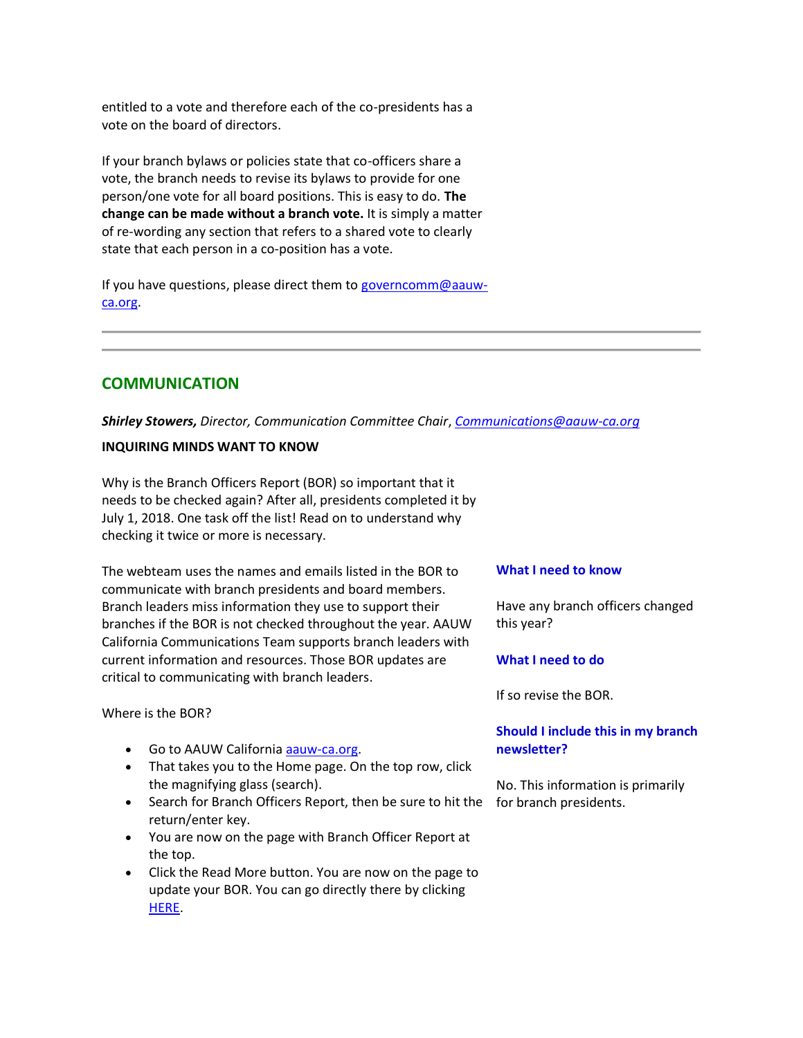entitled to a vote and therefore each of the co-presidents has a vote on the board of directors.

If your branch bylaws or policies state that co-officers share a vote, the branch needs to revise its bylaws to provide for one person/one vote for all board positions. This is easy to do. **The change can be made without a branch vote.** It is simply a matter of re-wording any section that refers to a shared vote to clearly state that each person in a co-position has a vote.

If you have questions, please direct them to governcomm@aauw-ca.org.

---

## COMMUNICATION

***Shirley Stowers,*** *Director, Communication Committee Chair*, *Communications@aauw-ca.org*

**INQUIRING MINDS WANT TO KNOW**

Why is the Branch Officers Report (BOR) so important that it needs to be checked again? After all, presidents completed it by July 1, 2018. One task off the list! Read on to understand why checking it twice or more is necessary.

The webteam uses the names and emails listed in the BOR to communicate with branch presidents and board members. Branch leaders miss information they use to support their branches if the BOR is not checked throughout the year. AAUW California Communications Team supports branch leaders with current information and resources. Those BOR updates are critical to communicating with branch leaders.

Where is the BOR?

- Go to AAUW California aauw-ca.org.
- That takes you to the Home page. On the top row, click the magnifying glass (search).
- Search for Branch Officers Report, then be sure to hit the return/enter key.
- You are now on the page with Branch Officer Report at the top.
- Click the Read More button. You are now on the page to update your BOR. You can go directly there by clicking HERE.

**What I need to know**

Have any branch officers changed this year?

**What I need to do**

If so revise the BOR.

**Should I include this in my branch newsletter?**

No. This information is primarily for branch presidents.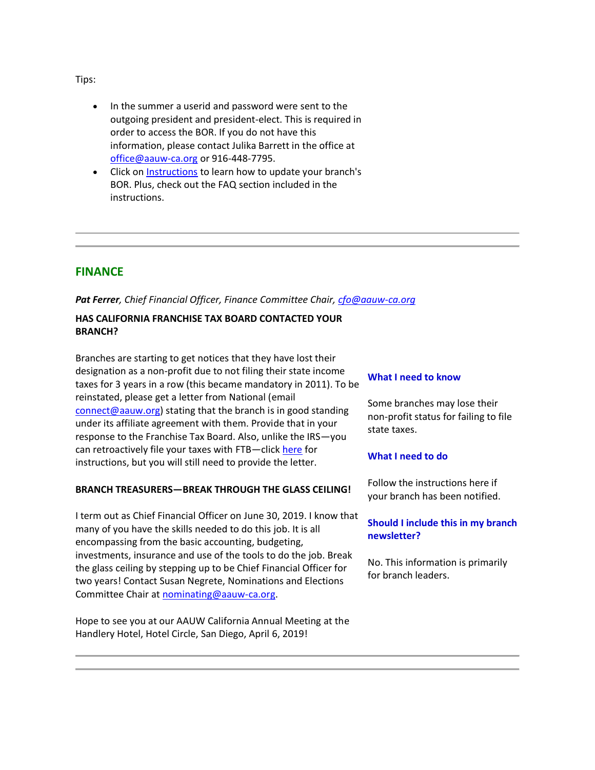Tips:

- In the summer a userid and password were sent to the outgoing president and president-elect. This is required in order to access the BOR. If you do not have this information, please contact Julika Barrett in the office at office@aauw-ca.org or 916-448-7795.
- Click on Instructions to learn how to update your branch's BOR. Plus, check out the FAQ section included in the instructions.

---

## FINANCE

***Pat Ferrer**, Chief Financial Officer, Finance Committee Chair, cfo@aauw-ca.org*

**HAS CALIFORNIA FRANCHISE TAX BOARD CONTACTED YOUR BRANCH?**

Branches are starting to get notices that they have lost their designation as a non-profit due to not filing their state income taxes for 3 years in a row (this became mandatory in 2011). To be reinstated, please get a letter from National (email connect@aauw.org) stating that the branch is in good standing under its affiliate agreement with them. Provide that in your response to the Franchise Tax Board. Also, unlike the IRS—you can retroactively file your taxes with FTB—click here for instructions, but you will still need to provide the letter.

**BRANCH TREASURERS—BREAK THROUGH THE GLASS CEILING!**

I term out as Chief Financial Officer on June 30, 2019. I know that many of you have the skills needed to do this job. It is all encompassing from the basic accounting, budgeting, investments, insurance and use of the tools to do the job. Break the glass ceiling by stepping up to be Chief Financial Officer for two years! Contact Susan Negrete, Nominations and Elections Committee Chair at nominating@aauw-ca.org.

Hope to see you at our AAUW California Annual Meeting at the Handlery Hotel, Hotel Circle, San Diego, April 6, 2019!

**What I need to know**

Some branches may lose their non-profit status for failing to file state taxes.

**What I need to do**

Follow the instructions here if your branch has been notified.

**Should I include this in my branch newsletter?**

No. This information is primarily for branch leaders.

---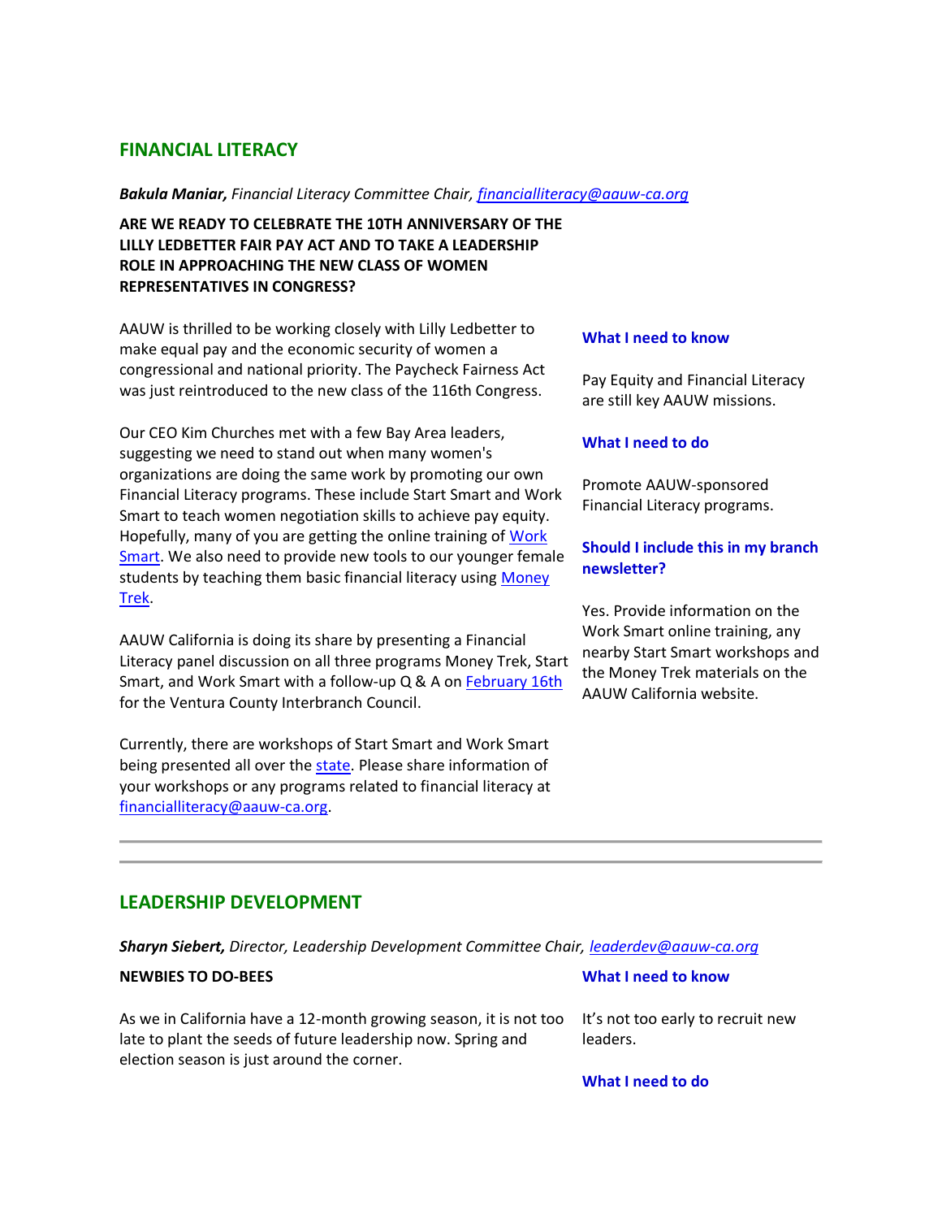## FINANCIAL LITERACY

***Bakula Maniar,*** *Financial Literacy Committee Chair, financialliteracy@aauw-ca.org*

**ARE WE READY TO CELEBRATE THE 10TH ANNIVERSARY OF THE LILLY LEDBETTER FAIR PAY ACT AND TO TAKE A LEADERSHIP ROLE IN APPROACHING THE NEW CLASS OF WOMEN REPRESENTATIVES IN CONGRESS?**

AAUW is thrilled to be working closely with Lilly Ledbetter to make equal pay and the economic security of women a congressional and national priority. The Paycheck Fairness Act was just reintroduced to the new class of the 116th Congress.

Our CEO Kim Churches met with a few Bay Area leaders, suggesting we need to stand out when many women's organizations are doing the same work by promoting our own Financial Literacy programs. These include Start Smart and Work Smart to teach women negotiation skills to achieve pay equity. Hopefully, many of you are getting the online training of Work Smart. We also need to provide new tools to our younger female students by teaching them basic financial literacy using Money Trek.

AAUW California is doing its share by presenting a Financial Literacy panel discussion on all three programs Money Trek, Start Smart, and Work Smart with a follow-up Q & A on February 16th for the Ventura County Interbranch Council.

Currently, there are workshops of Start Smart and Work Smart being presented all over the state. Please share information of your workshops or any programs related to financial literacy at financialliteracy@aauw-ca.org.

**What I need to know**

Pay Equity and Financial Literacy are still key AAUW missions.

**What I need to do**

Promote AAUW-sponsored Financial Literacy programs.

**Should I include this in my branch newsletter?**

Yes. Provide information on the Work Smart online training, any nearby Start Smart workshops and the Money Trek materials on the AAUW California website.

---

## LEADERSHIP DEVELOPMENT

***Sharyn Siebert,*** *Director, Leadership Development Committee Chair, leaderdev@aauw-ca.org*

**NEWBIES TO DO-BEES**

As we in California have a 12-month growing season, it is not too late to plant the seeds of future leadership now. Spring and election season is just around the corner.

**What I need to know**

It's not too early to recruit new leaders.

**What I need to do**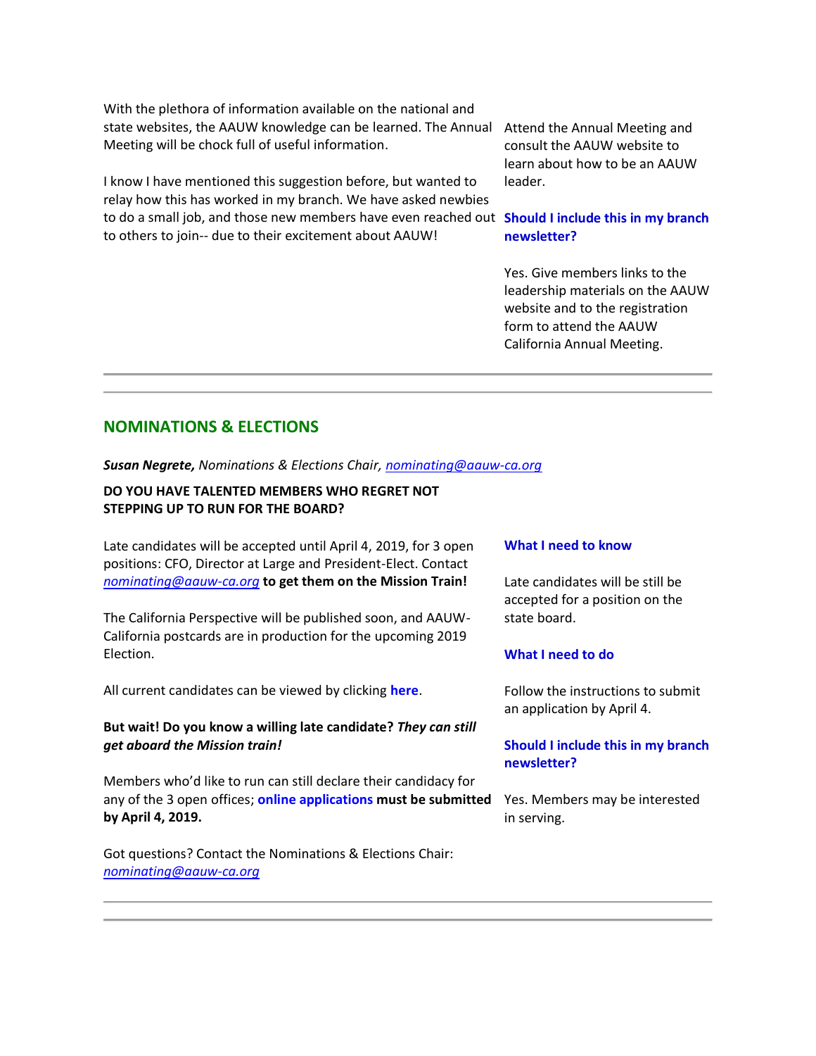With the plethora of information available on the national and state websites, the AAUW knowledge can be learned. The Annual Meeting will be chock full of useful information.

I know I have mentioned this suggestion before, but wanted to relay how this has worked in my branch. We have asked newbies to do a small job, and those new members have even reached out to others to join-- due to their excitement about AAUW!

Attend the Annual Meeting and consult the AAUW website to learn about how to be an AAUW leader.

**Should I include this in my branch newsletter?**

Yes. Give members links to the leadership materials on the AAUW website and to the registration form to attend the AAUW California Annual Meeting.

---

## NOMINATIONS & ELECTIONS

***Susan Negrete,*** *Nominations & Elections Chair, nominating@aauw-ca.org*

**DO YOU HAVE TALENTED MEMBERS WHO REGRET NOT STEPPING UP TO RUN FOR THE BOARD?**

Late candidates will be accepted until April 4, 2019, for 3 open positions: CFO, Director at Large and President-Elect. Contact *nominating@aauw-ca.org* **to get them on the Mission Train!**

The California Perspective will be published soon, and AAUW-California postcards are in production for the upcoming 2019 Election.

All current candidates can be viewed by clicking **here**.

**But wait! Do you know a willing late candidate?** ***They can still get aboard the Mission train!***

Members who'd like to run can still declare their candidacy for any of the 3 open offices; **online applications must be submitted by April 4, 2019.**

Got questions? Contact the Nominations & Elections Chair: *nominating@aauw-ca.org*

**What I need to know**

Late candidates will be still be accepted for a position on the state board.

**What I need to do**

Follow the instructions to submit an application by April 4.

**Should I include this in my branch newsletter?**

Yes. Members may be interested in serving.

---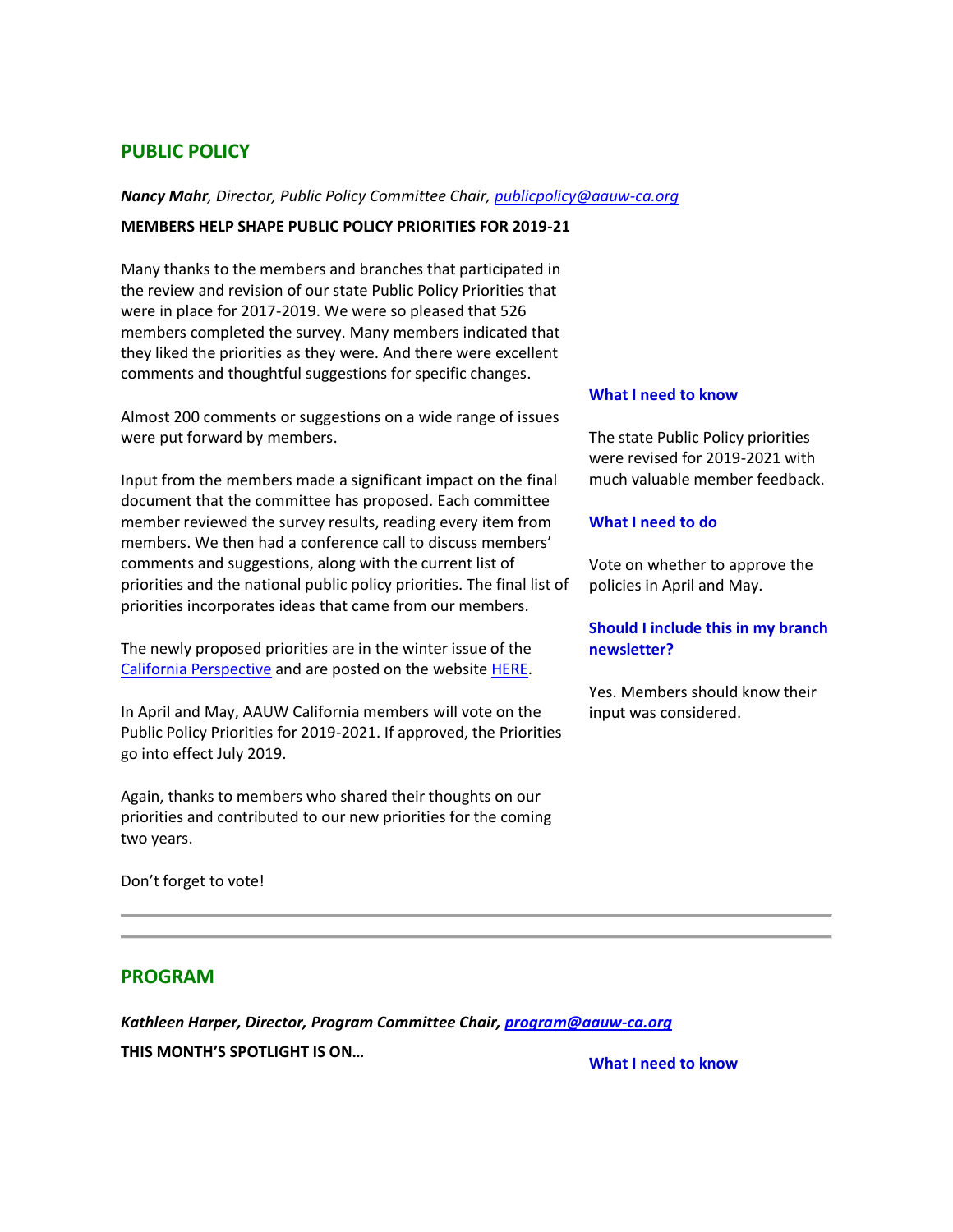## PUBLIC POLICY

***Nancy Mahr**, Director, Public Policy Committee Chair, publicpolicy@aauw-ca.org*

**MEMBERS HELP SHAPE PUBLIC POLICY PRIORITIES FOR 2019-21**

Many thanks to the members and branches that participated in the review and revision of our state Public Policy Priorities that were in place for 2017-2019. We were so pleased that 526 members completed the survey. Many members indicated that they liked the priorities as they were. And there were excellent comments and thoughtful suggestions for specific changes.

Almost 200 comments or suggestions on a wide range of issues were put forward by members.

Input from the members made a significant impact on the final document that the committee has proposed. Each committee member reviewed the survey results, reading every item from members. We then had a conference call to discuss members' comments and suggestions, along with the current list of priorities and the national public policy priorities. The final list of priorities incorporates ideas that came from our members.

The newly proposed priorities are in the winter issue of the California Perspective and are posted on the website HERE.

In April and May, AAUW California members will vote on the Public Policy Priorities for 2019-2021. If approved, the Priorities go into effect July 2019.

Again, thanks to members who shared their thoughts on our priorities and contributed to our new priorities for the coming two years.

Don't forget to vote!

**What I need to know**

The state Public Policy priorities were revised for 2019-2021 with much valuable member feedback.

**What I need to do**

Vote on whether to approve the policies in April and May.

**Should I include this in my branch newsletter?**

Yes. Members should know their input was considered.

---

## PROGRAM

***Kathleen Harper, Director, Program Committee Chair, program@aauw-ca.org***

**THIS MONTH'S SPOTLIGHT IS ON…**

**What I need to know**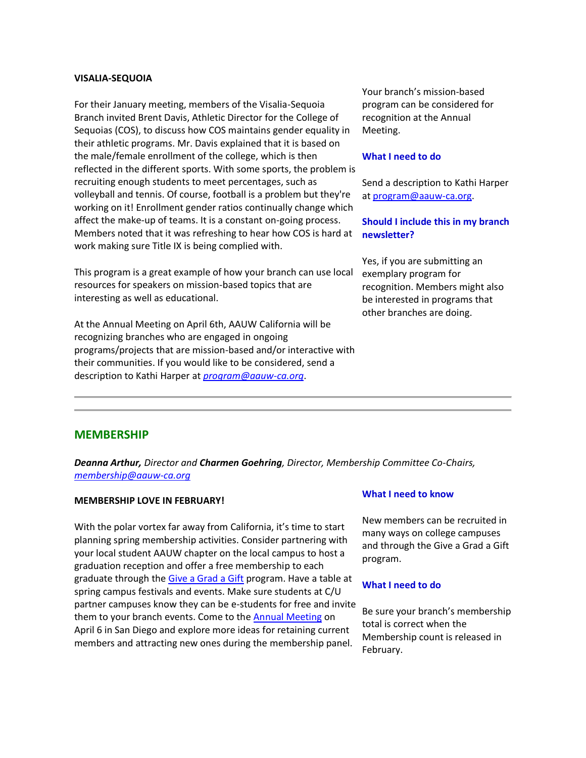**VISALIA-SEQUOIA**

For their January meeting, members of the Visalia-Sequoia Branch invited Brent Davis, Athletic Director for the College of Sequoias (COS), to discuss how COS maintains gender equality in their athletic programs. Mr. Davis explained that it is based on the male/female enrollment of the college, which is then reflected in the different sports. With some sports, the problem is recruiting enough students to meet percentages, such as volleyball and tennis. Of course, football is a problem but they're working on it! Enrollment gender ratios continually change which affect the make-up of teams. It is a constant on-going process. Members noted that it was refreshing to hear how COS is hard at work making sure Title IX is being complied with.

This program is a great example of how your branch can use local resources for speakers on mission-based topics that are interesting as well as educational.

At the Annual Meeting on April 6th, AAUW California will be recognizing branches who are engaged in ongoing programs/projects that are mission-based and/or interactive with their communities. If you would like to be considered, send a description to Kathi Harper at *program@aauw-ca.org*.

Your branch's mission-based program can be considered for recognition at the Annual Meeting.

**What I need to do**

Send a description to Kathi Harper at program@aauw-ca.org.

**Should I include this in my branch newsletter?**

Yes, if you are submitting an exemplary program for recognition. Members might also be interested in programs that other branches are doing.

---

## MEMBERSHIP

***Deanna Arthur,*** *Director and* ***Charmen Goehring****, Director, Membership Committee Co-Chairs,* *membership@aauw-ca.org*

**MEMBERSHIP LOVE IN FEBRUARY!**

With the polar vortex far away from California, it's time to start planning spring membership activities. Consider partnering with your local student AAUW chapter on the local campus to host a graduation reception and offer a free membership to each graduate through the Give a Grad a Gift program. Have a table at spring campus festivals and events. Make sure students at C/U partner campuses know they can be e-students for free and invite them to your branch events. Come to the Annual Meeting on April 6 in San Diego and explore more ideas for retaining current members and attracting new ones during the membership panel.

**What I need to know**

New members can be recruited in many ways on college campuses and through the Give a Grad a Gift program.

**What I need to do**

Be sure your branch's membership total is correct when the Membership count is released in February.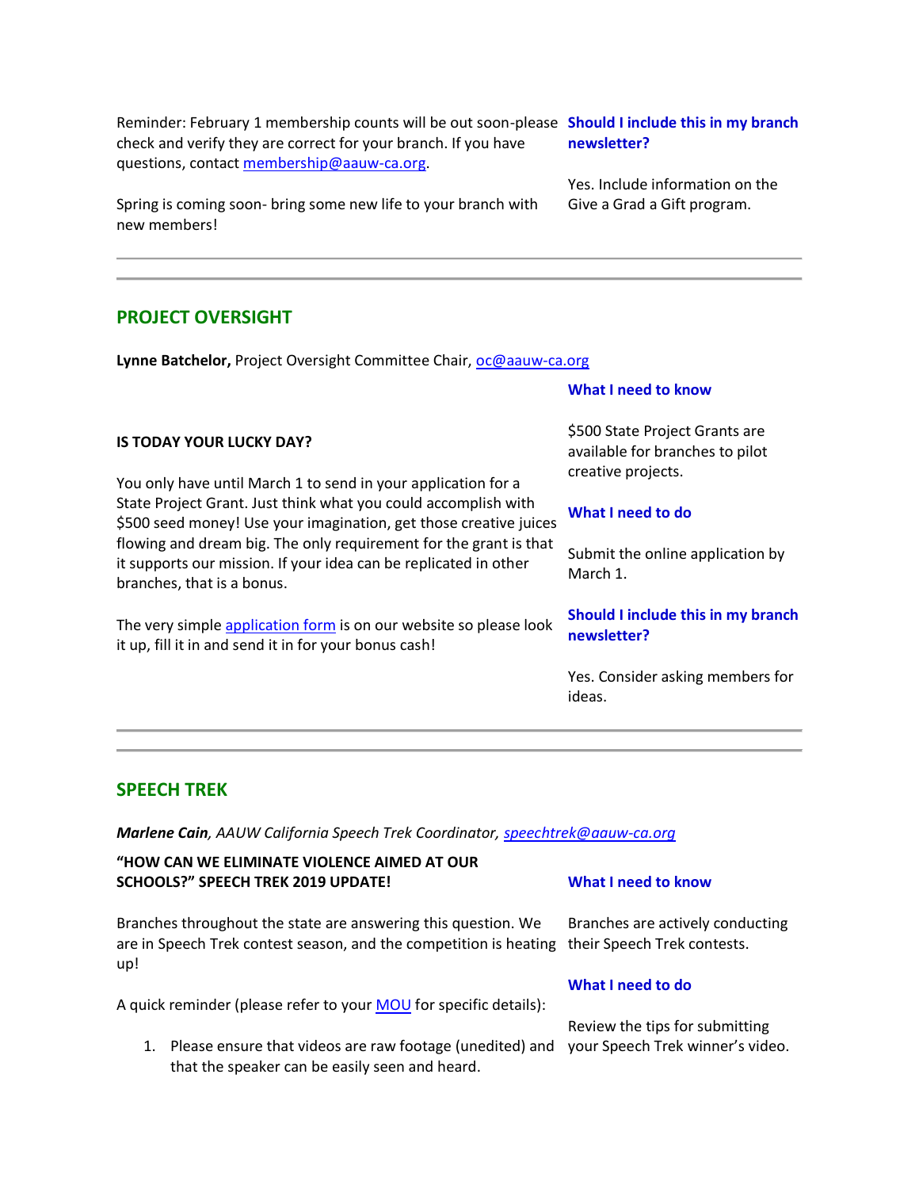Reminder: February 1 membership counts will be out soon-please check and verify they are correct for your branch. If you have questions, contact membership@aauw-ca.org.

Spring is coming soon- bring some new life to your branch with new members!

**Should I include this in my branch newsletter?**

Yes. Include information on the Give a Grad a Gift program.

---

## PROJECT OVERSIGHT

**Lynne Batchelor,** Project Oversight Committee Chair, oc@aauw-ca.org

**IS TODAY YOUR LUCKY DAY?**

You only have until March 1 to send in your application for a State Project Grant. Just think what you could accomplish with $500 seed money! Use your imagination, get those creative juices flowing and dream big. The only requirement for the grant is that it supports our mission. If your idea can be replicated in other branches, that is a bonus.

The very simple application form is on our website so please look it up, fill it in and send it in for your bonus cash!

**What I need to know**

$500 State Project Grants are available for branches to pilot creative projects.

**What I need to do**

Submit the online application by March 1.

**Should I include this in my branch newsletter?**

Yes. Consider asking members for ideas.

---

## SPEECH TREK

***Marlene Cain****, AAUW California Speech Trek Coordinator, speechtrek@aauw-ca.org*

**"HOW CAN WE ELIMINATE VIOLENCE AIMED AT OUR SCHOOLS?" SPEECH TREK 2019 UPDATE!**

Branches throughout the state are answering this question. We are in Speech Trek contest season, and the competition is heating up!

A quick reminder (please refer to your MOU for specific details):

1. Please ensure that videos are raw footage (unedited) and that the speaker can be easily seen and heard.

**What I need to know**

Branches are actively conducting their Speech Trek contests.

**What I need to do**

Review the tips for submitting your Speech Trek winner's video.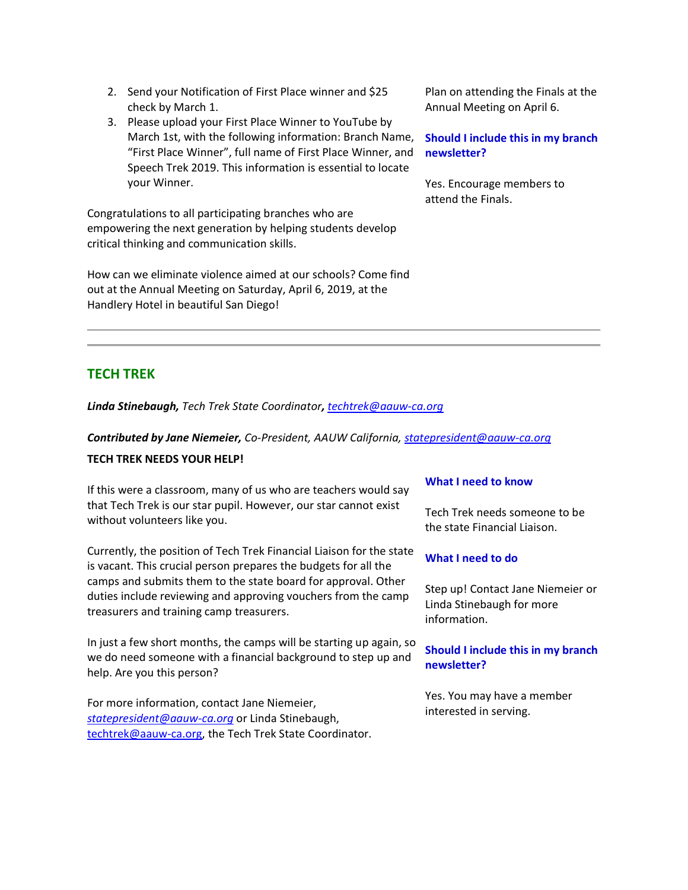2. Send your Notification of First Place winner and $25 check by March 1.
3. Please upload your First Place Winner to YouTube by March 1st, with the following information: Branch Name, "First Place Winner", full name of First Place Winner, and Speech Trek 2019. This information is essential to locate your Winner.

Congratulations to all participating branches who are empowering the next generation by helping students develop critical thinking and communication skills.

How can we eliminate violence aimed at our schools? Come find out at the Annual Meeting on Saturday, April 6, 2019, at the Handlery Hotel in beautiful San Diego!

Plan on attending the Finals at the Annual Meeting on April 6.

**Should I include this in my branch newsletter?**

Yes. Encourage members to attend the Finals.

---

## TECH TREK

***Linda Stinebaugh,*** *Tech Trek State Coordinator****,*** *techtrek@aauw-ca.org*

***Contributed by Jane Niemeier,*** *Co-President, AAUW California, statepresident@aauw-ca.org*

**TECH TREK NEEDS YOUR HELP!**

If this were a classroom, many of us who are teachers would say that Tech Trek is our star pupil. However, our star cannot exist without volunteers like you.

Currently, the position of Tech Trek Financial Liaison for the state is vacant. This crucial person prepares the budgets for all the camps and submits them to the state board for approval. Other duties include reviewing and approving vouchers from the camp treasurers and training camp treasurers.

In just a few short months, the camps will be starting up again, so we do need someone with a financial background to step up and help. Are you this person?

For more information, contact Jane Niemeier, *statepresident@aauw-ca.org* or Linda Stinebaugh, techtrek@aauw-ca.org, the Tech Trek State Coordinator.

**What I need to know**

Tech Trek needs someone to be the state Financial Liaison.

**What I need to do**

Step up! Contact Jane Niemeier or Linda Stinebaugh for more information.

**Should I include this in my branch newsletter?**

Yes. You may have a member interested in serving.